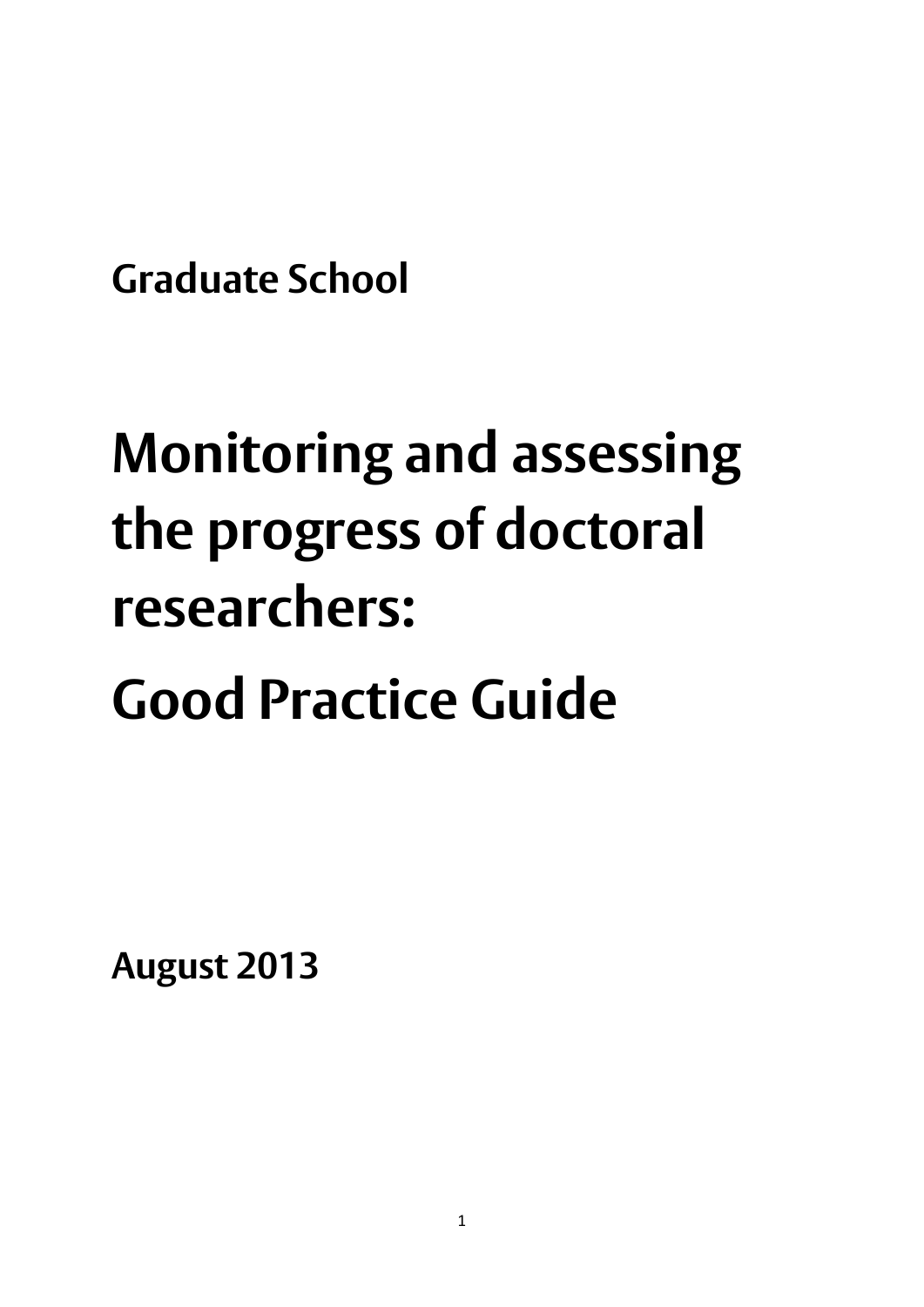Graduate School

# Monitoring and assessing the progress of doctoral researchers:

# Good Practice Guide

August 2013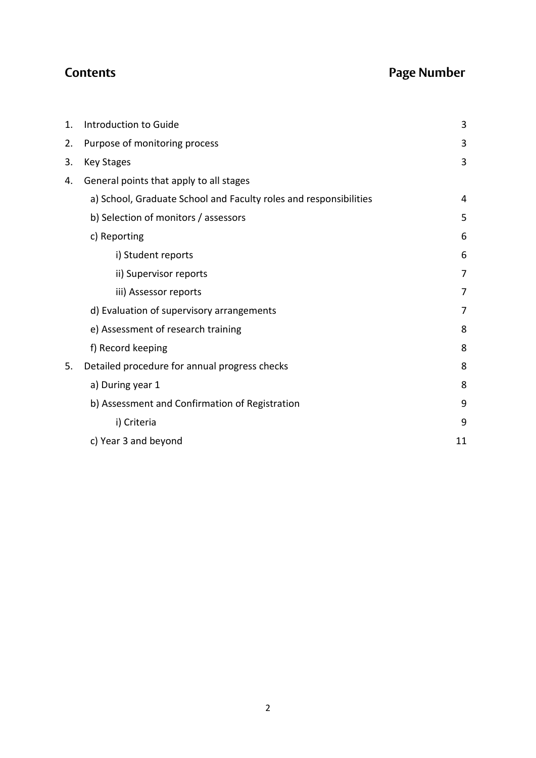## Contents — Page Number

| | | |
|---|---|---|
| 1. | Introduction to Guide | 3 |
| 2. | Purpose of monitoring process | 3 |
| 3. | Key Stages | 3 |
| 4. | General points that apply to all stages | |
| | a) School, Graduate School and Faculty roles and responsibilities | 4 |
| | b) Selection of monitors / assessors | 5 |
| | c) Reporting | 6 |
| | i) Student reports | 6 |
| | ii) Supervisor reports | 7 |
| | iii) Assessor reports | 7 |
| | d) Evaluation of supervisory arrangements | 7 |
| | e) Assessment of research training | 8 |
| | f) Record keeping | 8 |
| 5. | Detailed procedure for annual progress checks | 8 |
| | a) During year 1 | 8 |
| | b) Assessment and Confirmation of Registration | 9 |
| | i) Criteria | 9 |
| | c) Year 3 and beyond | 11 |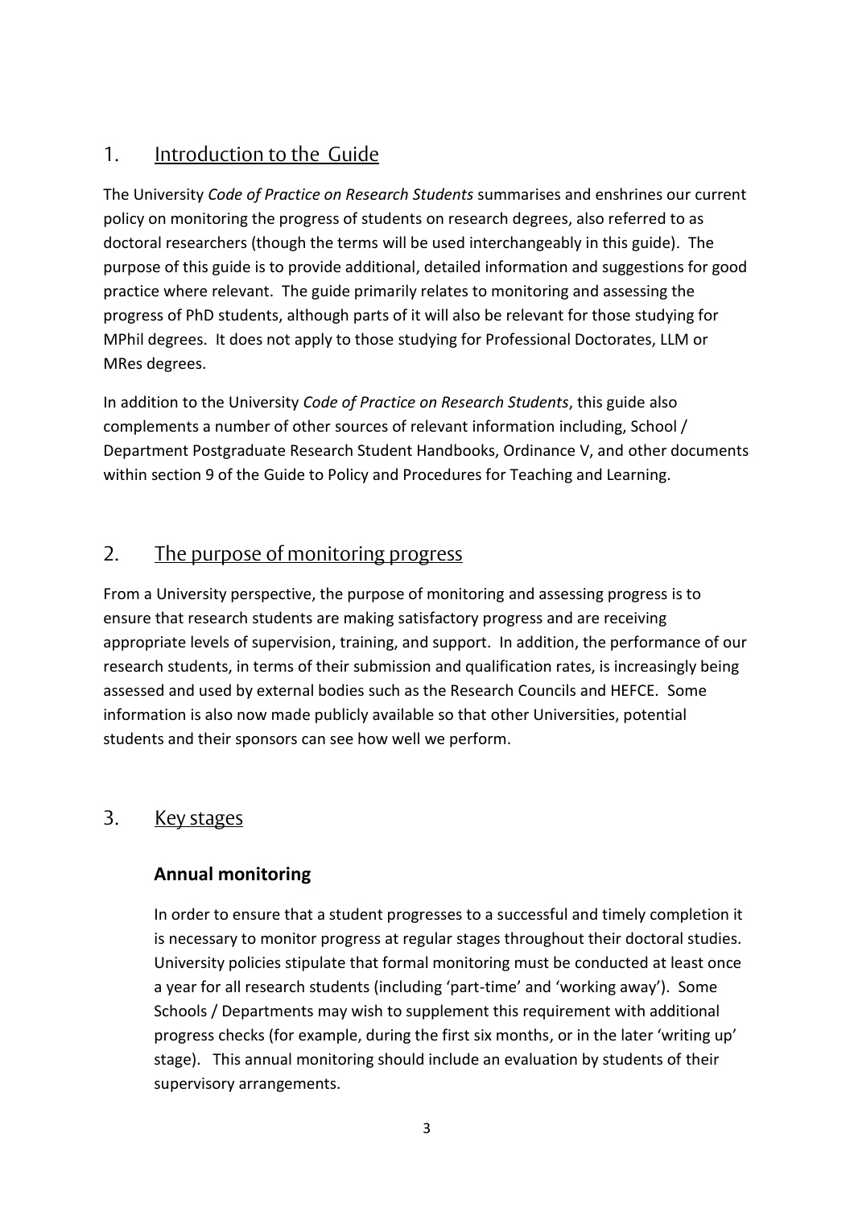## 1. Introduction to the Guide

The University *Code of Practice on Research Students* summarises and enshrines our current policy on monitoring the progress of students on research degrees, also referred to as doctoral researchers (though the terms will be used interchangeably in this guide). The purpose of this guide is to provide additional, detailed information and suggestions for good practice where relevant. The guide primarily relates to monitoring and assessing the progress of PhD students, although parts of it will also be relevant for those studying for MPhil degrees. It does not apply to those studying for Professional Doctorates, LLM or MRes degrees.

In addition to the University *Code of Practice on Research Students*, this guide also complements a number of other sources of relevant information including, School / Department Postgraduate Research Student Handbooks, Ordinance V, and other documents within section 9 of the Guide to Policy and Procedures for Teaching and Learning.

## 2. The purpose of monitoring progress

From a University perspective, the purpose of monitoring and assessing progress is to ensure that research students are making satisfactory progress and are receiving appropriate levels of supervision, training, and support. In addition, the performance of our research students, in terms of their submission and qualification rates, is increasingly being assessed and used by external bodies such as the Research Councils and HEFCE. Some information is also now made publicly available so that other Universities, potential students and their sponsors can see how well we perform.

## 3. Key stages

### Annual monitoring

In order to ensure that a student progresses to a successful and timely completion it is necessary to monitor progress at regular stages throughout their doctoral studies. University policies stipulate that formal monitoring must be conducted at least once a year for all research students (including 'part-time' and 'working away'). Some Schools / Departments may wish to supplement this requirement with additional progress checks (for example, during the first six months, or in the later 'writing up' stage). This annual monitoring should include an evaluation by students of their supervisory arrangements.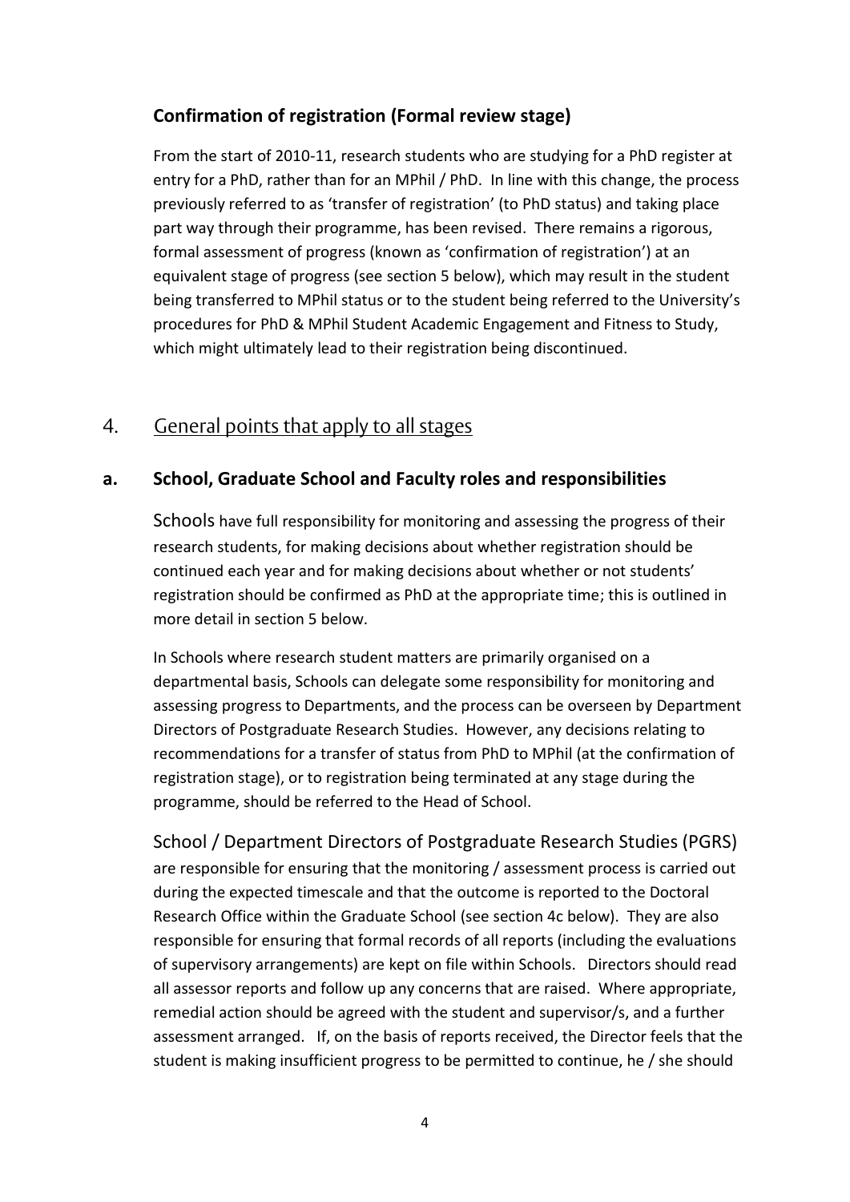### Confirmation of registration (Formal review stage)

From the start of 2010-11, research students who are studying for a PhD register at entry for a PhD, rather than for an MPhil / PhD. In line with this change, the process previously referred to as 'transfer of registration' (to PhD status) and taking place part way through their programme, has been revised. There remains a rigorous, formal assessment of progress (known as 'confirmation of registration') at an equivalent stage of progress (see section 5 below), which may result in the student being transferred to MPhil status or to the student being referred to the University's procedures for PhD & MPhil Student Academic Engagement and Fitness to Study, which might ultimately lead to their registration being discontinued.

## 4. General points that apply to all stages

### a. School, Graduate School and Faculty roles and responsibilities

Schools have full responsibility for monitoring and assessing the progress of their research students, for making decisions about whether registration should be continued each year and for making decisions about whether or not students' registration should be confirmed as PhD at the appropriate time; this is outlined in more detail in section 5 below.

In Schools where research student matters are primarily organised on a departmental basis, Schools can delegate some responsibility for monitoring and assessing progress to Departments, and the process can be overseen by Department Directors of Postgraduate Research Studies. However, any decisions relating to recommendations for a transfer of status from PhD to MPhil (at the confirmation of registration stage), or to registration being terminated at any stage during the programme, should be referred to the Head of School.

School / Department Directors of Postgraduate Research Studies (PGRS) are responsible for ensuring that the monitoring / assessment process is carried out during the expected timescale and that the outcome is reported to the Doctoral Research Office within the Graduate School (see section 4c below). They are also responsible for ensuring that formal records of all reports (including the evaluations of supervisory arrangements) are kept on file within Schools. Directors should read all assessor reports and follow up any concerns that are raised. Where appropriate, remedial action should be agreed with the student and supervisor/s, and a further assessment arranged. If, on the basis of reports received, the Director feels that the student is making insufficient progress to be permitted to continue, he / she should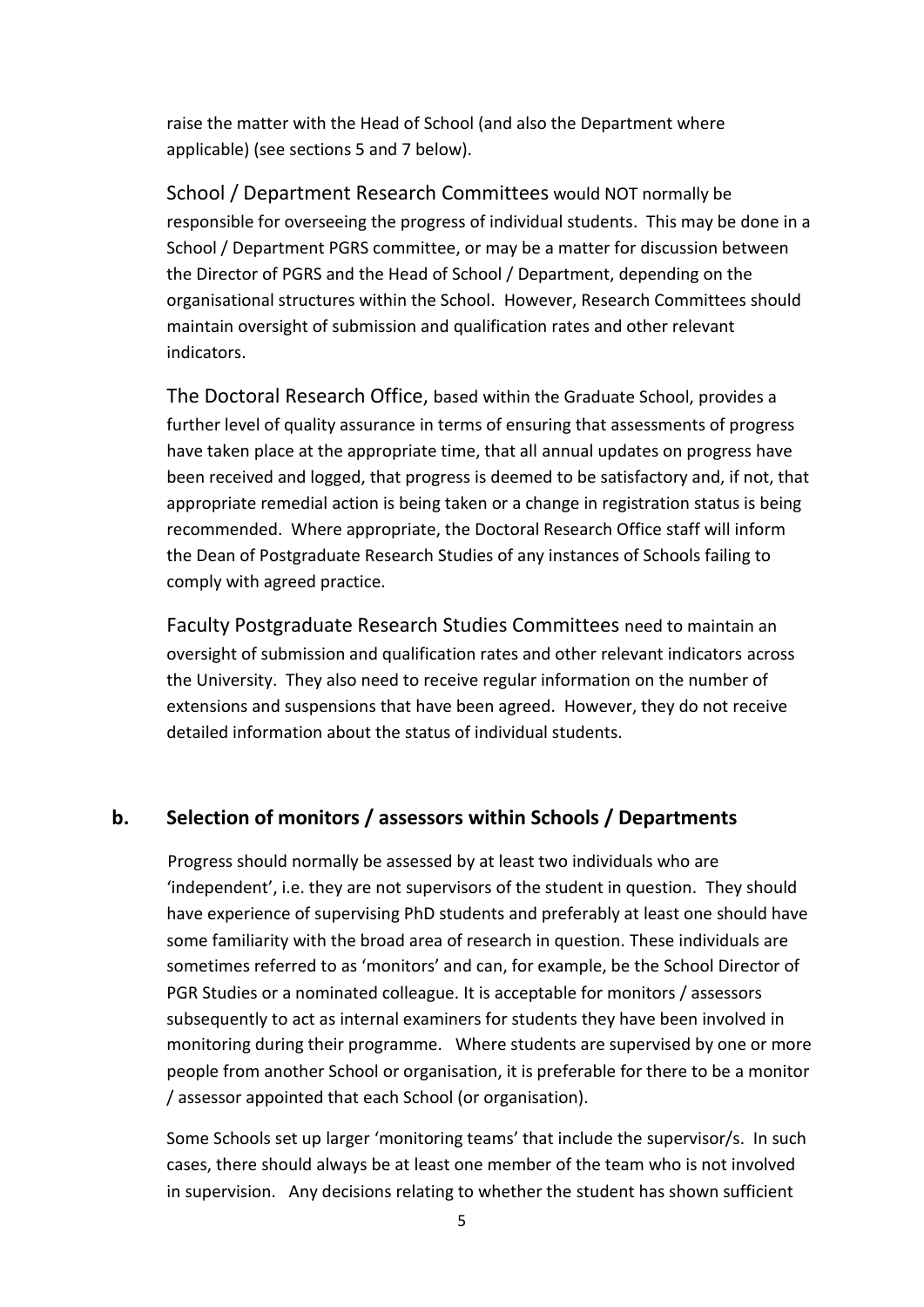raise the matter with the Head of School (and also the Department where applicable) (see sections 5 and 7 below).

School / Department Research Committees would NOT normally be responsible for overseeing the progress of individual students. This may be done in a School / Department PGRS committee, or may be a matter for discussion between the Director of PGRS and the Head of School / Department, depending on the organisational structures within the School. However, Research Committees should maintain oversight of submission and qualification rates and other relevant indicators.

The Doctoral Research Office, based within the Graduate School, provides a further level of quality assurance in terms of ensuring that assessments of progress have taken place at the appropriate time, that all annual updates on progress have been received and logged, that progress is deemed to be satisfactory and, if not, that appropriate remedial action is being taken or a change in registration status is being recommended. Where appropriate, the Doctoral Research Office staff will inform the Dean of Postgraduate Research Studies of any instances of Schools failing to comply with agreed practice.

Faculty Postgraduate Research Studies Committees need to maintain an oversight of submission and qualification rates and other relevant indicators across the University. They also need to receive regular information on the number of extensions and suspensions that have been agreed. However, they do not receive detailed information about the status of individual students.

## b. Selection of monitors / assessors within Schools / Departments

Progress should normally be assessed by at least two individuals who are 'independent', i.e. they are not supervisors of the student in question. They should have experience of supervising PhD students and preferably at least one should have some familiarity with the broad area of research in question. These individuals are sometimes referred to as 'monitors' and can, for example, be the School Director of PGR Studies or a nominated colleague. It is acceptable for monitors / assessors subsequently to act as internal examiners for students they have been involved in monitoring during their programme. Where students are supervised by one or more people from another School or organisation, it is preferable for there to be a monitor / assessor appointed that each School (or organisation).

Some Schools set up larger 'monitoring teams' that include the supervisor/s. In such cases, there should always be at least one member of the team who is not involved in supervision. Any decisions relating to whether the student has shown sufficient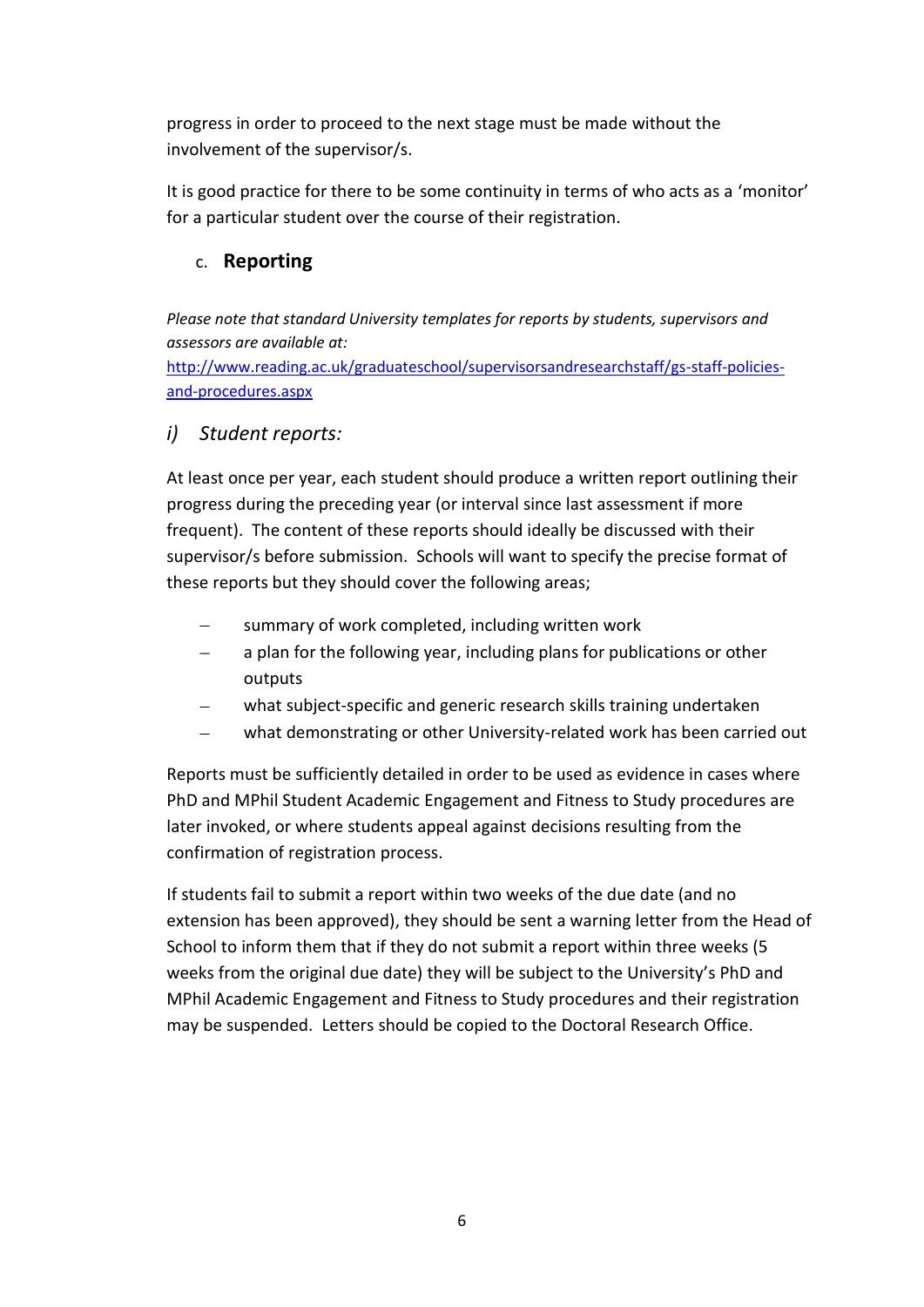progress in order to proceed to the next stage must be made without the involvement of the supervisor/s.

It is good practice for there to be some continuity in terms of who acts as a 'monitor' for a particular student over the course of their registration.

### c. Reporting

*Please note that standard University templates for reports by students, supervisors and assessors are available at:*
[http://www.reading.ac.uk/graduateschool/supervisorsandresearchstaff/gs-staff-policies-and-procedures.aspx](http://www.reading.ac.uk/graduateschool/supervisorsandresearchstaff/gs-staff-policies-and-procedures.aspx)

#### *i) Student reports:*

At least once per year, each student should produce a written report outlining their progress during the preceding year (or interval since last assessment if more frequent). The content of these reports should ideally be discussed with their supervisor/s before submission. Schools will want to specify the precise format of these reports but they should cover the following areas;

- summary of work completed, including written work
- a plan for the following year, including plans for publications or other outputs
- what subject-specific and generic research skills training undertaken
- what demonstrating or other University-related work has been carried out

Reports must be sufficiently detailed in order to be used as evidence in cases where PhD and MPhil Student Academic Engagement and Fitness to Study procedures are later invoked, or where students appeal against decisions resulting from the confirmation of registration process.

If students fail to submit a report within two weeks of the due date (and no extension has been approved), they should be sent a warning letter from the Head of School to inform them that if they do not submit a report within three weeks (5 weeks from the original due date) they will be subject to the University's PhD and MPhil Academic Engagement and Fitness to Study procedures and their registration may be suspended. Letters should be copied to the Doctoral Research Office.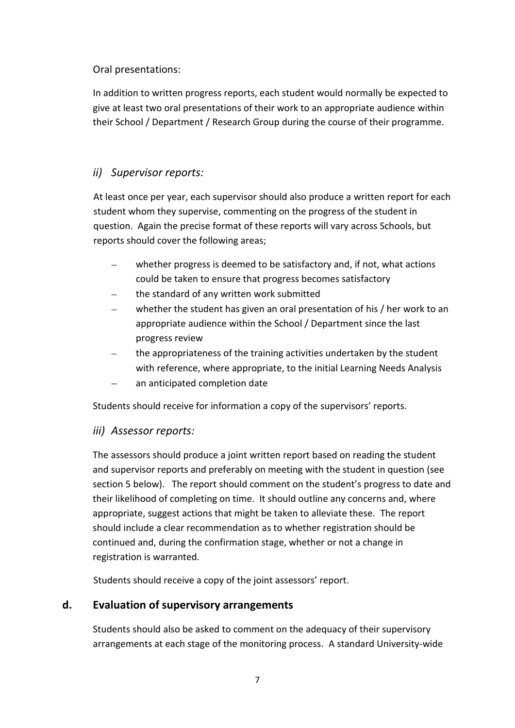Oral presentations:

In addition to written progress reports, each student would normally be expected to give at least two oral presentations of their work to an appropriate audience within their School / Department / Research Group during the course of their programme.

### *ii) Supervisor reports:*

At least once per year, each supervisor should also produce a written report for each student whom they supervise, commenting on the progress of the student in question. Again the precise format of these reports will vary across Schools, but reports should cover the following areas;

- whether progress is deemed to be satisfactory and, if not, what actions could be taken to ensure that progress becomes satisfactory
- the standard of any written work submitted
- whether the student has given an oral presentation of his / her work to an appropriate audience within the School / Department since the last progress review
- the appropriateness of the training activities undertaken by the student with reference, where appropriate, to the initial Learning Needs Analysis
- an anticipated completion date

Students should receive for information a copy of the supervisors' reports.

### *iii) Assessor reports:*

The assessors should produce a joint written report based on reading the student and supervisor reports and preferably on meeting with the student in question (see section 5 below). The report should comment on the student's progress to date and their likelihood of completing on time. It should outline any concerns and, where appropriate, suggest actions that might be taken to alleviate these. The report should include a clear recommendation as to whether registration should be continued and, during the confirmation stage, whether or not a change in registration is warranted.

Students should receive a copy of the joint assessors' report.

## d. Evaluation of supervisory arrangements

Students should also be asked to comment on the adequacy of their supervisory arrangements at each stage of the monitoring process. A standard University-wide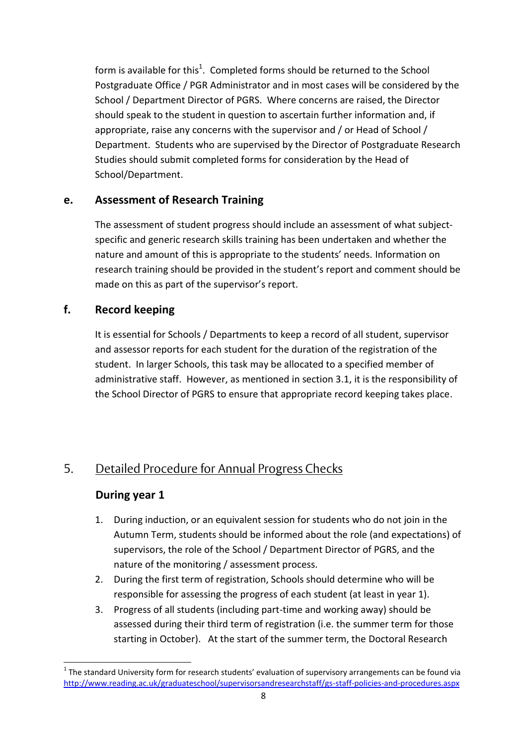form is available for this[1]. Completed forms should be returned to the School Postgraduate Office / PGR Administrator and in most cases will be considered by the School / Department Director of PGRS. Where concerns are raised, the Director should speak to the student in question to ascertain further information and, if appropriate, raise any concerns with the supervisor and / or Head of School / Department. Students who are supervised by the Director of Postgraduate Research Studies should submit completed forms for consideration by the Head of School/Department.

### e. Assessment of Research Training

The assessment of student progress should include an assessment of what subject-specific and generic research skills training has been undertaken and whether the nature and amount of this is appropriate to the students' needs. Information on research training should be provided in the student's report and comment should be made on this as part of the supervisor's report.

### f. Record keeping

It is essential for Schools / Departments to keep a record of all student, supervisor and assessor reports for each student for the duration of the registration of the student. In larger Schools, this task may be allocated to a specified member of administrative staff. However, as mentioned in section 3.1, it is the responsibility of the School Director of PGRS to ensure that appropriate record keeping takes place.

## 5. Detailed Procedure for Annual Progress Checks

### During year 1

1. During induction, or an equivalent session for students who do not join in the Autumn Term, students should be informed about the role (and expectations) of supervisors, the role of the School / Department Director of PGRS, and the nature of the monitoring / assessment process.
2. During the first term of registration, Schools should determine who will be responsible for assessing the progress of each student (at least in year 1).
3. Progress of all students (including part-time and working away) should be assessed during their third term of registration (i.e. the summer term for those starting in October). At the start of the summer term, the Doctoral Research

[1] The standard University form for research students' evaluation of supervisory arrangements can be found via http://www.reading.ac.uk/graduateschool/supervisorsandresearchstaff/gs-staff-policies-and-procedures.aspx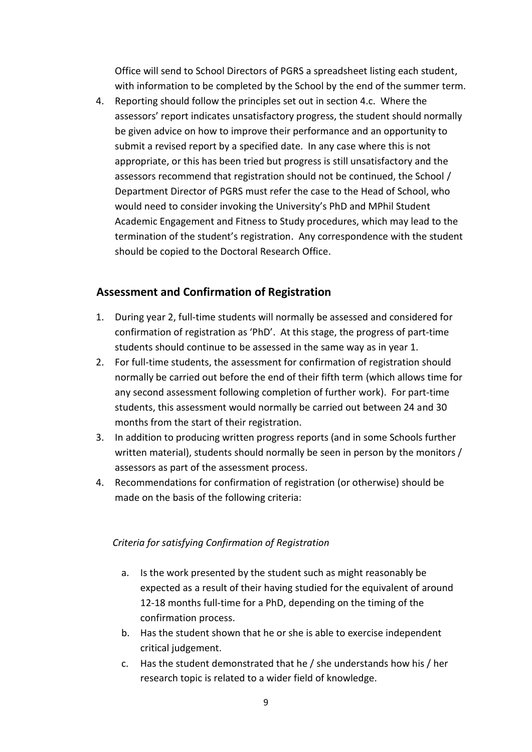Office will send to School Directors of PGRS a spreadsheet listing each student, with information to be completed by the School by the end of the summer term.

4. Reporting should follow the principles set out in section 4.c. Where the assessors' report indicates unsatisfactory progress, the student should normally be given advice on how to improve their performance and an opportunity to submit a revised report by a specified date. In any case where this is not appropriate, or this has been tried but progress is still unsatisfactory and the assessors recommend that registration should not be continued, the School / Department Director of PGRS must refer the case to the Head of School, who would need to consider invoking the University's PhD and MPhil Student Academic Engagement and Fitness to Study procedures, which may lead to the termination of the student's registration. Any correspondence with the student should be copied to the Doctoral Research Office.

## Assessment and Confirmation of Registration

1. During year 2, full-time students will normally be assessed and considered for confirmation of registration as 'PhD'. At this stage, the progress of part-time students should continue to be assessed in the same way as in year 1.
2. For full-time students, the assessment for confirmation of registration should normally be carried out before the end of their fifth term (which allows time for any second assessment following completion of further work). For part-time students, this assessment would normally be carried out between 24 and 30 months from the start of their registration.
3. In addition to producing written progress reports (and in some Schools further written material), students should normally be seen in person by the monitors / assessors as part of the assessment process.
4. Recommendations for confirmation of registration (or otherwise) should be made on the basis of the following criteria:

*Criteria for satisfying Confirmation of Registration*

a. Is the work presented by the student such as might reasonably be expected as a result of their having studied for the equivalent of around 12-18 months full-time for a PhD, depending on the timing of the confirmation process.
b. Has the student shown that he or she is able to exercise independent critical judgement.
c. Has the student demonstrated that he / she understands how his / her research topic is related to a wider field of knowledge.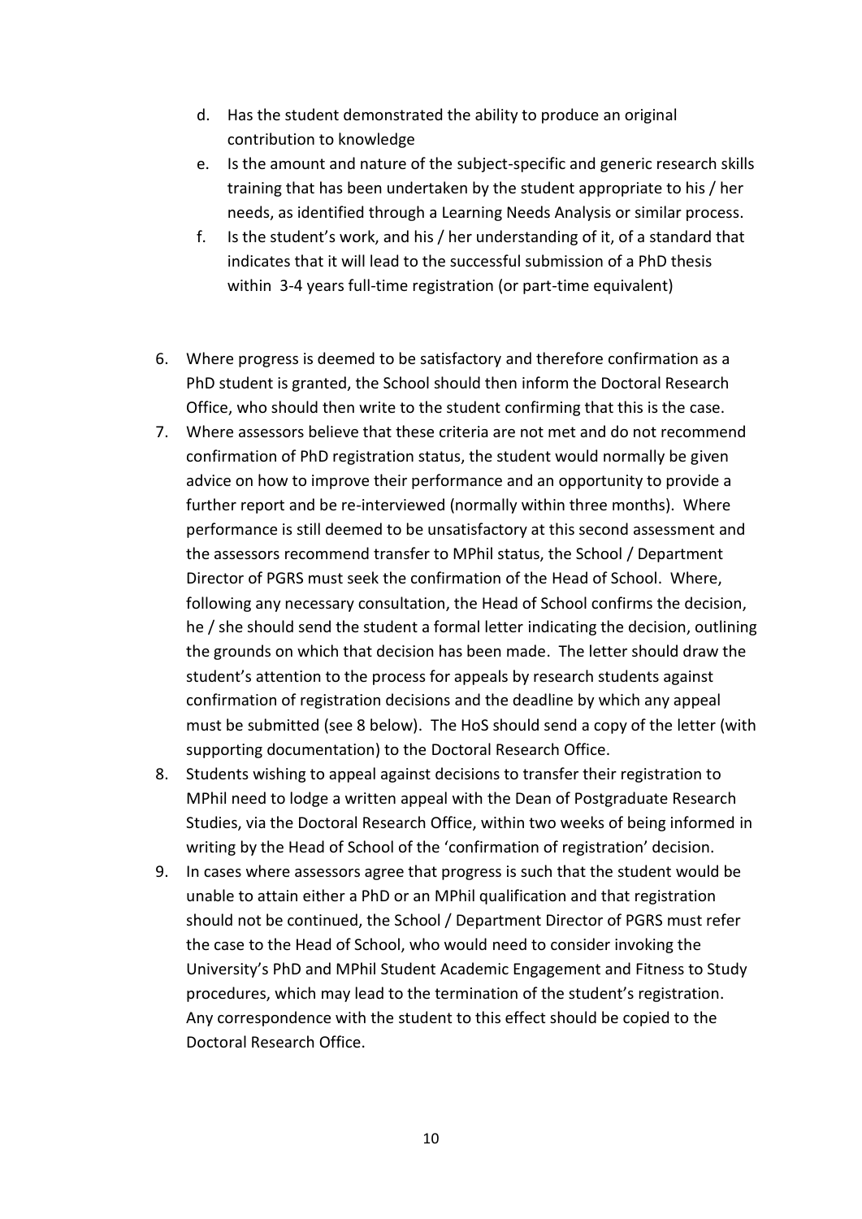d. Has the student demonstrated the ability to produce an original contribution to knowledge
e. Is the amount and nature of the subject-specific and generic research skills training that has been undertaken by the student appropriate to his / her needs, as identified through a Learning Needs Analysis or similar process.
f. Is the student's work, and his / her understanding of it, of a standard that indicates that it will lead to the successful submission of a PhD thesis within 3-4 years full-time registration (or part-time equivalent)

6. Where progress is deemed to be satisfactory and therefore confirmation as a PhD student is granted, the School should then inform the Doctoral Research Office, who should then write to the student confirming that this is the case.
7. Where assessors believe that these criteria are not met and do not recommend confirmation of PhD registration status, the student would normally be given advice on how to improve their performance and an opportunity to provide a further report and be re-interviewed (normally within three months). Where performance is still deemed to be unsatisfactory at this second assessment and the assessors recommend transfer to MPhil status, the School / Department Director of PGRS must seek the confirmation of the Head of School. Where, following any necessary consultation, the Head of School confirms the decision, he / she should send the student a formal letter indicating the decision, outlining the grounds on which that decision has been made. The letter should draw the student's attention to the process for appeals by research students against confirmation of registration decisions and the deadline by which any appeal must be submitted (see 8 below). The HoS should send a copy of the letter (with supporting documentation) to the Doctoral Research Office.
8. Students wishing to appeal against decisions to transfer their registration to MPhil need to lodge a written appeal with the Dean of Postgraduate Research Studies, via the Doctoral Research Office, within two weeks of being informed in writing by the Head of School of the 'confirmation of registration' decision.
9. In cases where assessors agree that progress is such that the student would be unable to attain either a PhD or an MPhil qualification and that registration should not be continued, the School / Department Director of PGRS must refer the case to the Head of School, who would need to consider invoking the University's PhD and MPhil Student Academic Engagement and Fitness to Study procedures, which may lead to the termination of the student's registration. Any correspondence with the student to this effect should be copied to the Doctoral Research Office.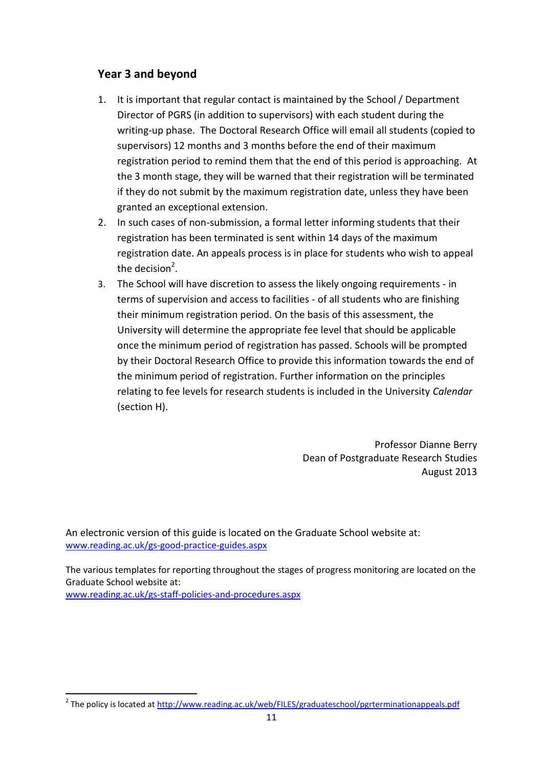## Year 3 and beyond

1. It is important that regular contact is maintained by the School / Department Director of PGRS (in addition to supervisors) with each student during the writing-up phase. The Doctoral Research Office will email all students (copied to supervisors) 12 months and 3 months before the end of their maximum registration period to remind them that the end of this period is approaching. At the 3 month stage, they will be warned that their registration will be terminated if they do not submit by the maximum registration date, unless they have been granted an exceptional extension.
2. In such cases of non-submission, a formal letter informing students that their registration has been terminated is sent within 14 days of the maximum registration date. An appeals process is in place for students who wish to appeal the decision[2].
3. The School will have discretion to assess the likely ongoing requirements - in terms of supervision and access to facilities - of all students who are finishing their minimum registration period. On the basis of this assessment, the University will determine the appropriate fee level that should be applicable once the minimum period of registration has passed. Schools will be prompted by their Doctoral Research Office to provide this information towards the end of the minimum period of registration. Further information on the principles relating to fee levels for research students is included in the University *Calendar* (section H).

Professor Dianne Berry
Dean of Postgraduate Research Studies
August 2013

An electronic version of this guide is located on the Graduate School website at:
www.reading.ac.uk/gs-good-practice-guides.aspx

The various templates for reporting throughout the stages of progress monitoring are located on the Graduate School website at:
www.reading.ac.uk/gs-staff-policies-and-procedures.aspx

[2] The policy is located at http://www.reading.ac.uk/web/FILES/graduateschool/pgrterminationappeals.pdf